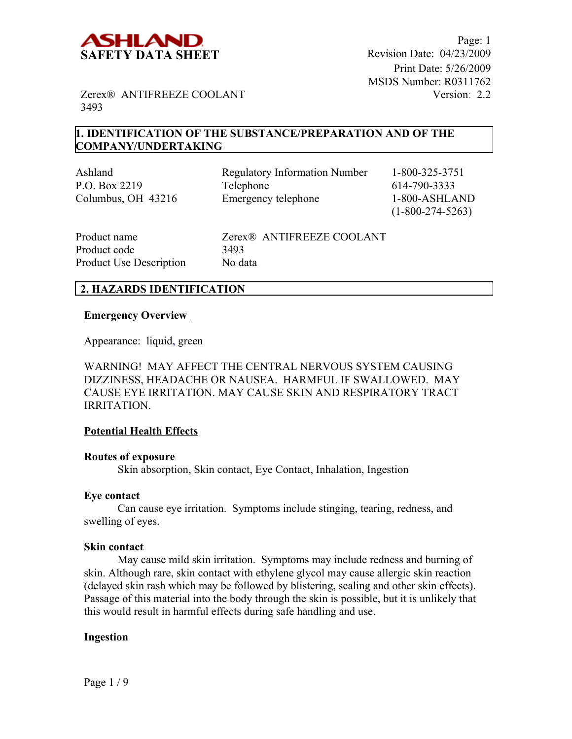**ASHLAND**
**SAFETY DATA SHEET**

Revision Date: 04/23/2009
Print Date: 5/26/2009
MSDS Number: R0311762
Version: 2.2

Zerex® ANTIFREEZE COOLANT
3493

## 1. IDENTIFICATION OF THE SUBSTANCE/PREPARATION AND OF THE COMPANY/UNDERTAKING

| Ashland | Regulatory Information Number | 1-800-325-3751 |
|---|---|---|
| P.O. Box 2219 | Telephone | 614-790-3333 |
| Columbus, OH 43216 | Emergency telephone | 1-800-ASHLAND (1-800-274-5263) |

| | |
|---|---|
| Product name | Zerex® ANTIFREEZE COOLANT |
| Product code | 3493 |
| Product Use Description | No data |

## 2. HAZARDS IDENTIFICATION

### Emergency Overview

Appearance: liquid, green

WARNING! MAY AFFECT THE CENTRAL NERVOUS SYSTEM CAUSING DIZZINESS, HEADACHE OR NAUSEA. HARMFUL IF SWALLOWED. MAY CAUSE EYE IRRITATION. MAY CAUSE SKIN AND RESPIRATORY TRACT IRRITATION.

### Potential Health Effects

**Routes of exposure**

Skin absorption, Skin contact, Eye Contact, Inhalation, Ingestion

**Eye contact**

Can cause eye irritation. Symptoms include stinging, tearing, redness, and swelling of eyes.

**Skin contact**

May cause mild skin irritation. Symptoms may include redness and burning of skin. Although rare, skin contact with ethylene glycol may cause allergic skin reaction (delayed skin rash which may be followed by blistering, scaling and other skin effects). Passage of this material into the body through the skin is possible, but it is unlikely that this would result in harmful effects during safe handling and use.

**Ingestion**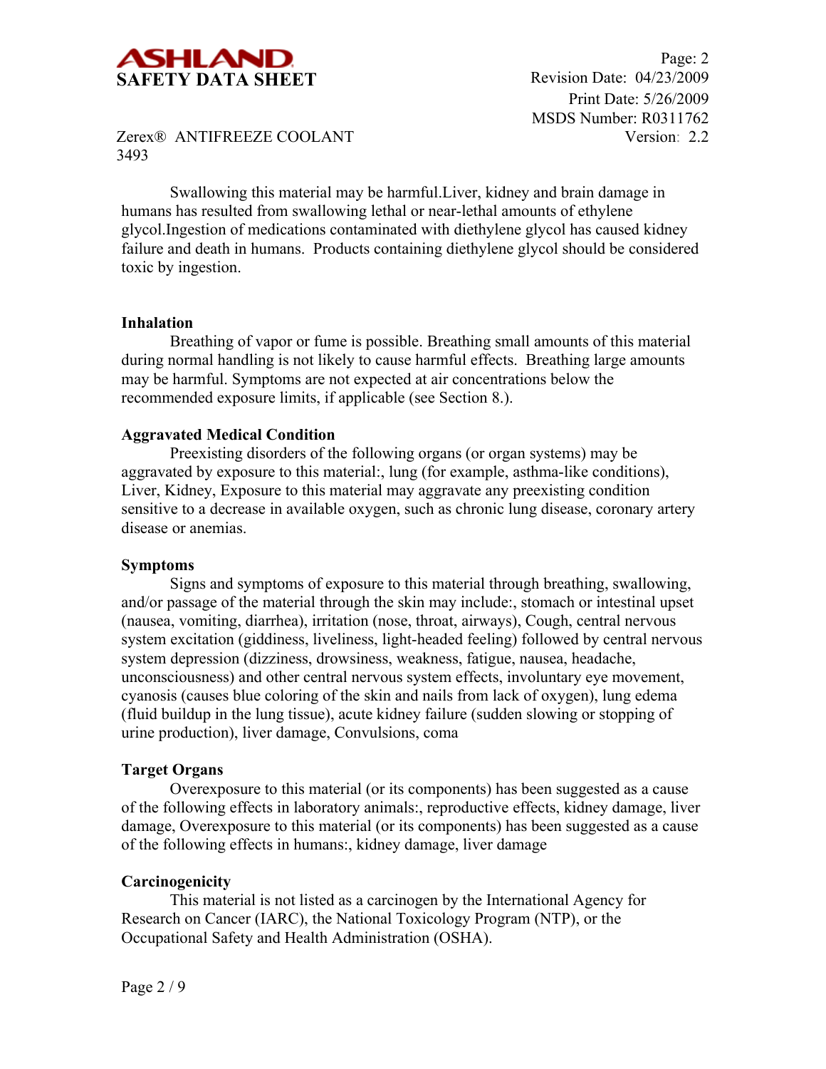Swallowing this material may be harmful.Liver, kidney and brain damage in humans has resulted from swallowing lethal or near-lethal amounts of ethylene glycol.Ingestion of medications contaminated with diethylene glycol has caused kidney failure and death in humans.  Products containing diethylene glycol should be considered toxic by ingestion.

**Inhalation**

Breathing of vapor or fume is possible. Breathing small amounts of this material during normal handling is not likely to cause harmful effects.  Breathing large amounts may be harmful. Symptoms are not expected at air concentrations below the recommended exposure limits, if applicable (see Section 8.).

**Aggravated Medical Condition**

Preexisting disorders of the following organs (or organ systems) may be aggravated by exposure to this material:, lung (for example, asthma-like conditions), Liver, Kidney, Exposure to this material may aggravate any preexisting condition sensitive to a decrease in available oxygen, such as chronic lung disease, coronary artery disease or anemias.

**Symptoms**

Signs and symptoms of exposure to this material through breathing, swallowing, and/or passage of the material through the skin may include:, stomach or intestinal upset (nausea, vomiting, diarrhea), irritation (nose, throat, airways), Cough, central nervous system excitation (giddiness, liveliness, light-headed feeling) followed by central nervous system depression (dizziness, drowsiness, weakness, fatigue, nausea, headache, unconsciousness) and other central nervous system effects, involuntary eye movement, cyanosis (causes blue coloring of the skin and nails from lack of oxygen), lung edema (fluid buildup in the lung tissue), acute kidney failure (sudden slowing or stopping of urine production), liver damage, Convulsions, coma

**Target Organs**

Overexposure to this material (or its components) has been suggested as a cause of the following effects in laboratory animals:, reproductive effects, kidney damage, liver damage, Overexposure to this material (or its components) has been suggested as a cause of the following effects in humans:, kidney damage, liver damage

**Carcinogenicity**

This material is not listed as a carcinogen by the International Agency for Research on Cancer (IARC), the National Toxicology Program (NTP), or the Occupational Safety and Health Administration (OSHA).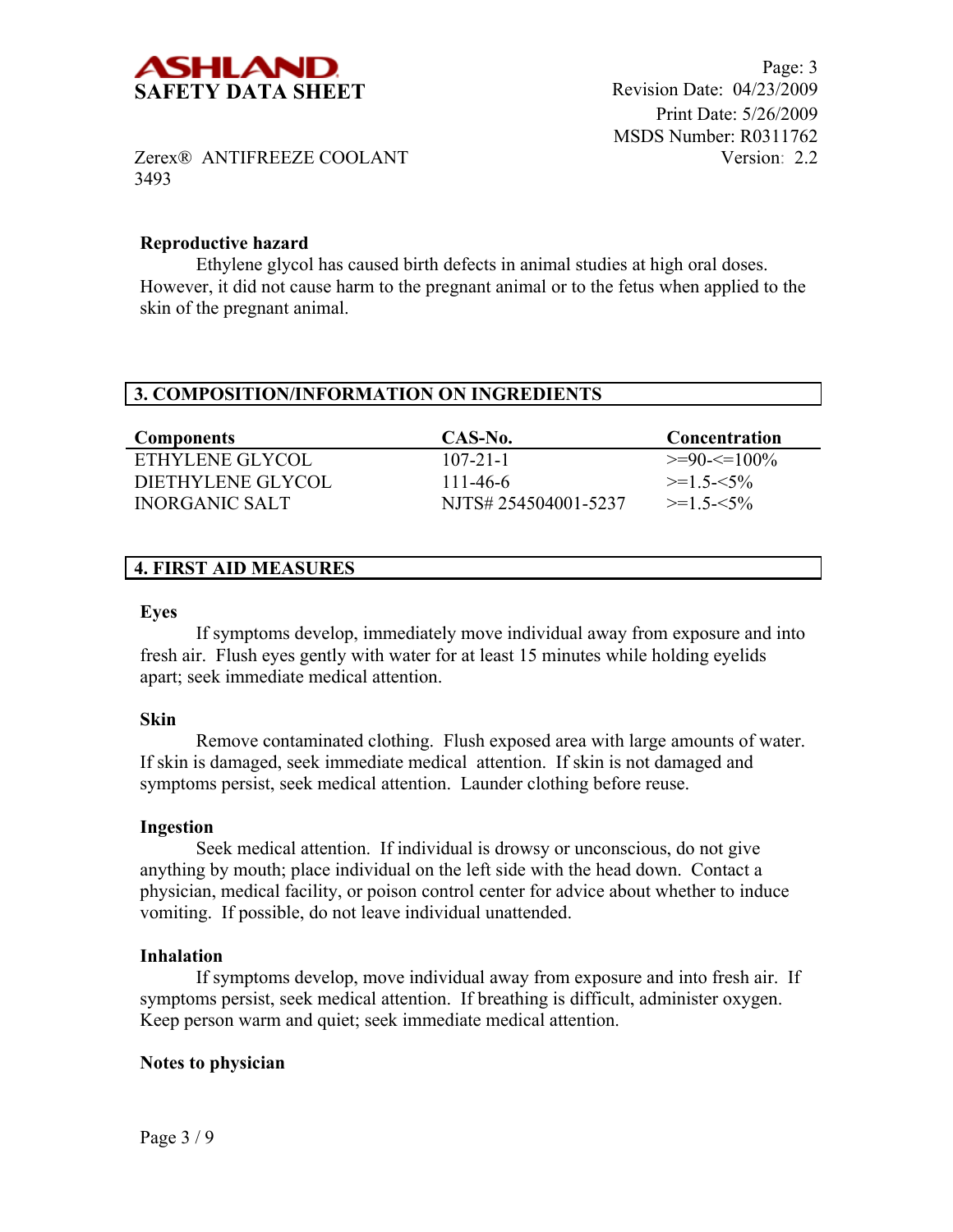### Reproductive hazard

Ethylene glycol has caused birth defects in animal studies at high oral doses. However, it did not cause harm to the pregnant animal or to the fetus when applied to the skin of the pregnant animal.

## 3. COMPOSITION/INFORMATION ON INGREDIENTS

| Components | CAS-No. | Concentration |
|---|---|---|
| ETHYLENE GLYCOL | 107-21-1 | >=90-<=100% |
| DIETHYLENE GLYCOL | 111-46-6 | >=1.5-<5% |
| INORGANIC SALT | NJTS# 254504001-5237 | >=1.5-<5% |

## 4. FIRST AID MEASURES

### Eyes

If symptoms develop, immediately move individual away from exposure and into fresh air. Flush eyes gently with water for at least 15 minutes while holding eyelids apart; seek immediate medical attention.

### Skin

Remove contaminated clothing. Flush exposed area with large amounts of water. If skin is damaged, seek immediate medical attention. If skin is not damaged and symptoms persist, seek medical attention. Launder clothing before reuse.

### Ingestion

Seek medical attention. If individual is drowsy or unconscious, do not give anything by mouth; place individual on the left side with the head down. Contact a physician, medical facility, or poison control center for advice about whether to induce vomiting. If possible, do not leave individual unattended.

### Inhalation

If symptoms develop, move individual away from exposure and into fresh air. If symptoms persist, seek medical attention. If breathing is difficult, administer oxygen. Keep person warm and quiet; seek immediate medical attention.

### Notes to physician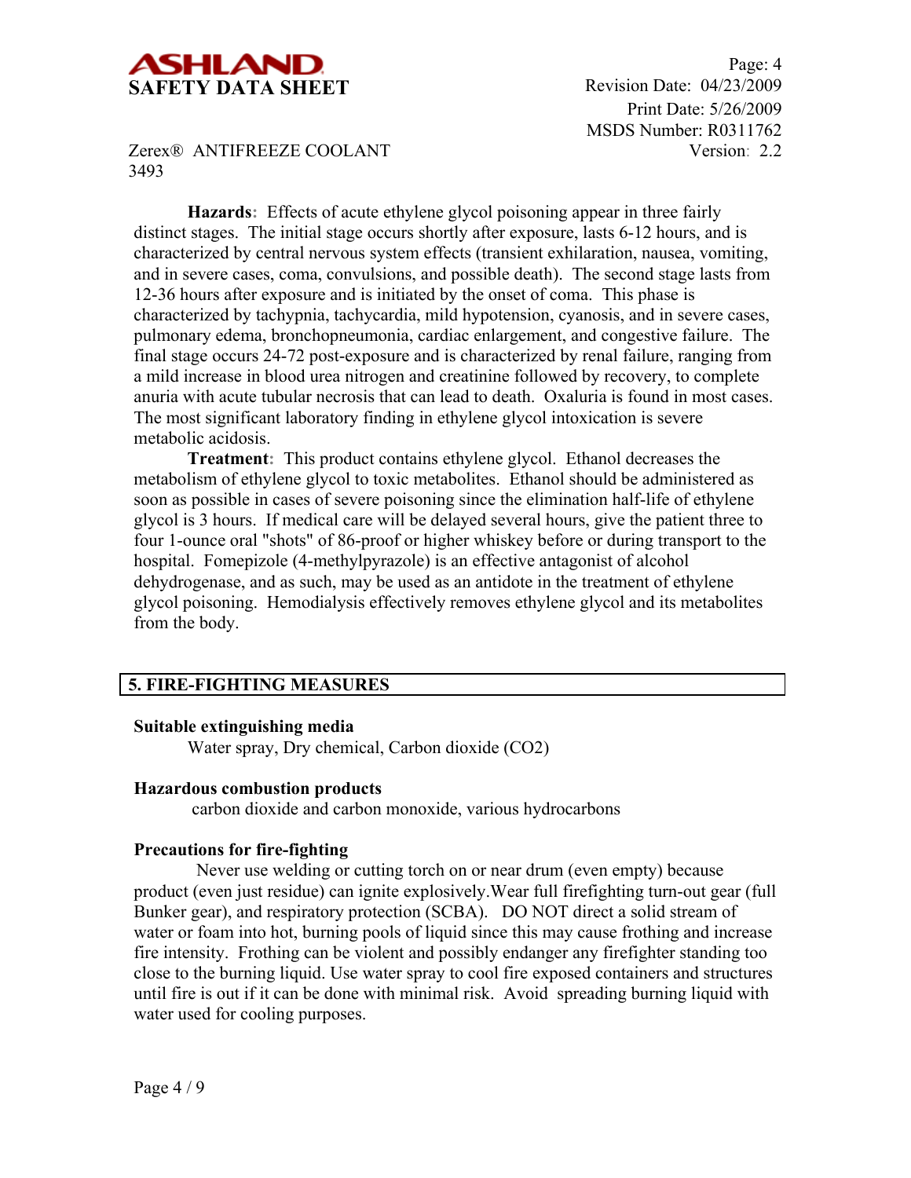**Hazards:** Effects of acute ethylene glycol poisoning appear in three fairly distinct stages. The initial stage occurs shortly after exposure, lasts 6-12 hours, and is characterized by central nervous system effects (transient exhilaration, nausea, vomiting, and in severe cases, coma, convulsions, and possible death). The second stage lasts from 12-36 hours after exposure and is initiated by the onset of coma. This phase is characterized by tachypnia, tachycardia, mild hypotension, cyanosis, and in severe cases, pulmonary edema, bronchopneumonia, cardiac enlargement, and congestive failure. The final stage occurs 24-72 post-exposure and is characterized by renal failure, ranging from a mild increase in blood urea nitrogen and creatinine followed by recovery, to complete anuria with acute tubular necrosis that can lead to death. Oxaluria is found in most cases. The most significant laboratory finding in ethylene glycol intoxication is severe metabolic acidosis.

**Treatment:** This product contains ethylene glycol. Ethanol decreases the metabolism of ethylene glycol to toxic metabolites. Ethanol should be administered as soon as possible in cases of severe poisoning since the elimination half-life of ethylene glycol is 3 hours. If medical care will be delayed several hours, give the patient three to four 1-ounce oral "shots" of 86-proof or higher whiskey before or during transport to the hospital. Fomepizole (4-methylpyrazole) is an effective antagonist of alcohol dehydrogenase, and as such, may be used as an antidote in the treatment of ethylene glycol poisoning. Hemodialysis effectively removes ethylene glycol and its metabolites from the body.

## 5. FIRE-FIGHTING MEASURES

**Suitable extinguishing media**

Water spray, Dry chemical, Carbon dioxide ($CO_2$)

**Hazardous combustion products**

carbon dioxide and carbon monoxide, various hydrocarbons

**Precautions for fire-fighting**

Never use welding or cutting torch on or near drum (even empty) because product (even just residue) can ignite explosively.Wear full firefighting turn-out gear (full Bunker gear), and respiratory protection (SCBA). DO NOT direct a solid stream of water or foam into hot, burning pools of liquid since this may cause frothing and increase fire intensity. Frothing can be violent and possibly endanger any firefighter standing too close to the burning liquid. Use water spray to cool fire exposed containers and structures until fire is out if it can be done with minimal risk. Avoid spreading burning liquid with water used for cooling purposes.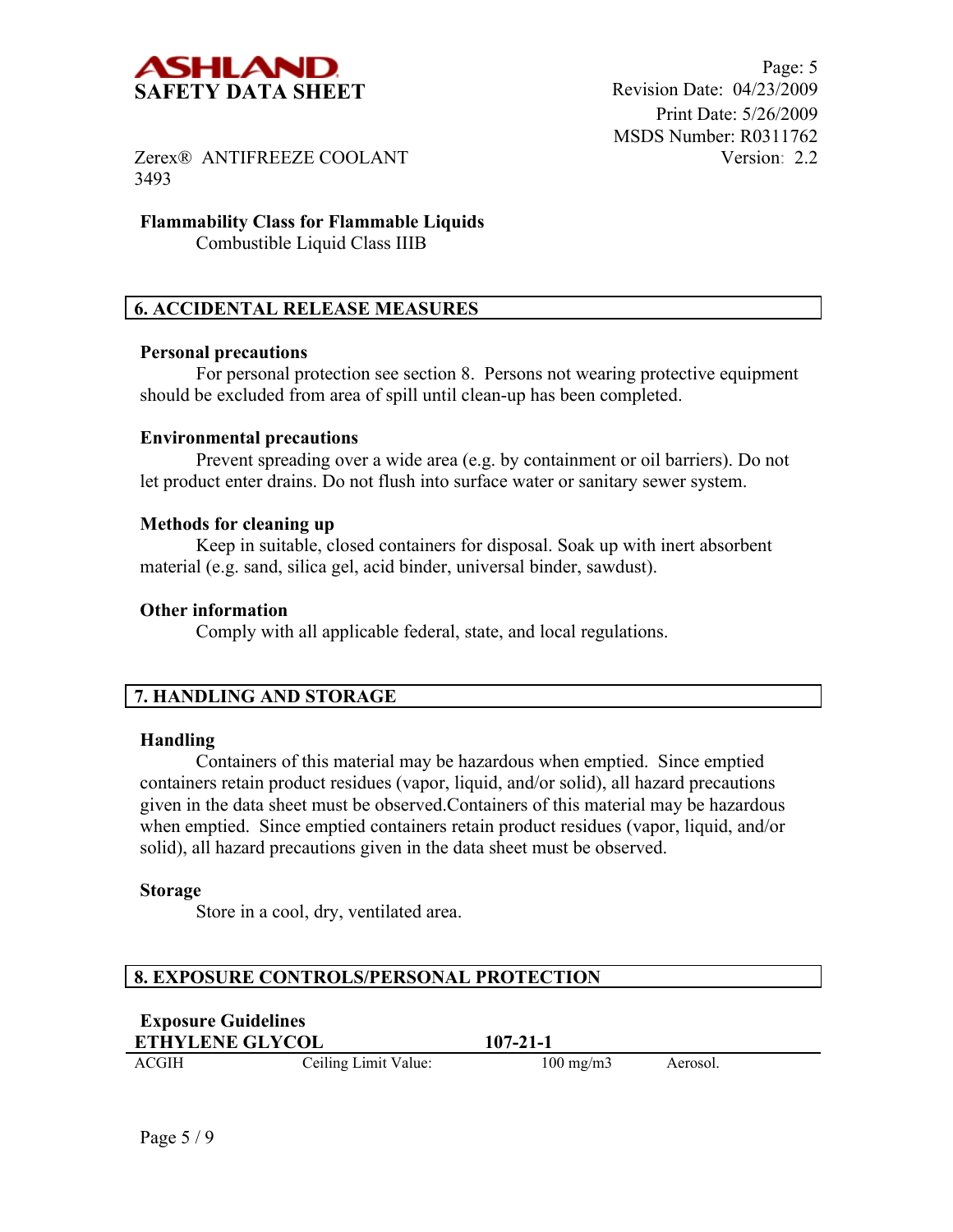**Flammability Class for Flammable Liquids**

Combustible Liquid Class IIIB

## 6. ACCIDENTAL RELEASE MEASURES

**Personal precautions**

For personal protection see section 8. Persons not wearing protective equipment should be excluded from area of spill until clean-up has been completed.

**Environmental precautions**

Prevent spreading over a wide area (e.g. by containment or oil barriers). Do not let product enter drains. Do not flush into surface water or sanitary sewer system.

**Methods for cleaning up**

Keep in suitable, closed containers for disposal. Soak up with inert absorbent material (e.g. sand, silica gel, acid binder, universal binder, sawdust).

**Other information**

Comply with all applicable federal, state, and local regulations.

## 7. HANDLING AND STORAGE

**Handling**

Containers of this material may be hazardous when emptied. Since emptied containers retain product residues (vapor, liquid, and/or solid), all hazard precautions given in the data sheet must be observed.Containers of this material may be hazardous when emptied. Since emptied containers retain product residues (vapor, liquid, and/or solid), all hazard precautions given in the data sheet must be observed.

**Storage**

Store in a cool, dry, ventilated area.

## 8. EXPOSURE CONTROLS/PERSONAL PROTECTION

**Exposure Guidelines**

| ETHYLENE GLYCOL | | 107-21-1 | |
|---|---|---|---|
| ACGIH | Ceiling Limit Value: | 100 mg/m3 | Aerosol. |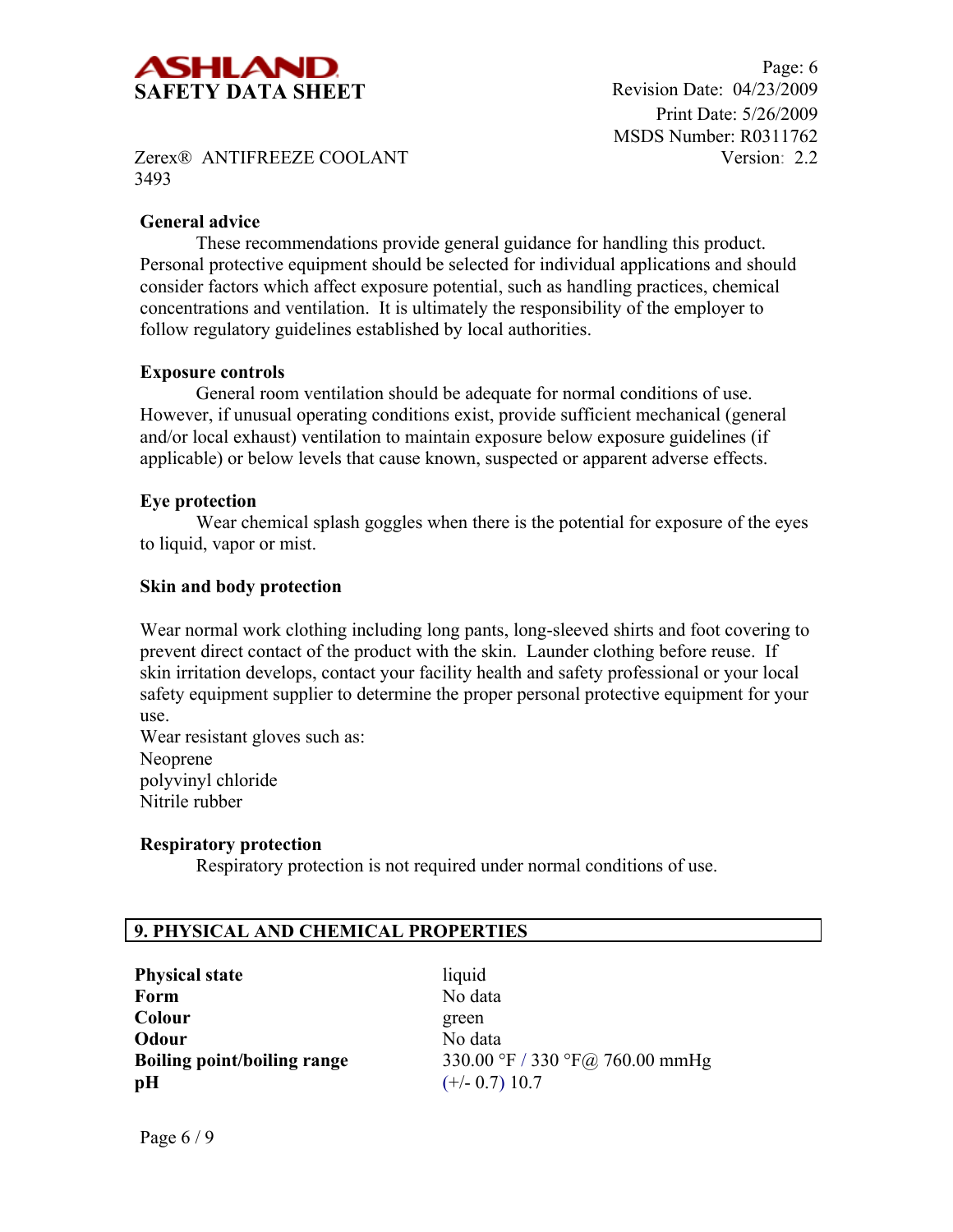**General advice**

These recommendations provide general guidance for handling this product. Personal protective equipment should be selected for individual applications and should consider factors which affect exposure potential, such as handling practices, chemical concentrations and ventilation. It is ultimately the responsibility of the employer to follow regulatory guidelines established by local authorities.

**Exposure controls**

General room ventilation should be adequate for normal conditions of use. However, if unusual operating conditions exist, provide sufficient mechanical (general and/or local exhaust) ventilation to maintain exposure below exposure guidelines (if applicable) or below levels that cause known, suspected or apparent adverse effects.

**Eye protection**

Wear chemical splash goggles when there is the potential for exposure of the eyes to liquid, vapor or mist.

**Skin and body protection**

Wear normal work clothing including long pants, long-sleeved shirts and foot covering to prevent direct contact of the product with the skin. Launder clothing before reuse. If skin irritation develops, contact your facility health and safety professional or your local safety equipment supplier to determine the proper personal protective equipment for your use.
Wear resistant gloves such as:
Neoprene
polyvinyl chloride
Nitrile rubber

**Respiratory protection**

Respiratory protection is not required under normal conditions of use.

## 9. PHYSICAL AND CHEMICAL PROPERTIES

| | |
|---|---|
| **Physical state** | liquid |
| **Form** | No data |
| **Colour** | green |
| **Odour** | No data |
| **Boiling point/boiling range** | 330.00 °F / 330 °F@ 760.00 mmHg |
| **pH** | (+/- 0.7) 10.7 |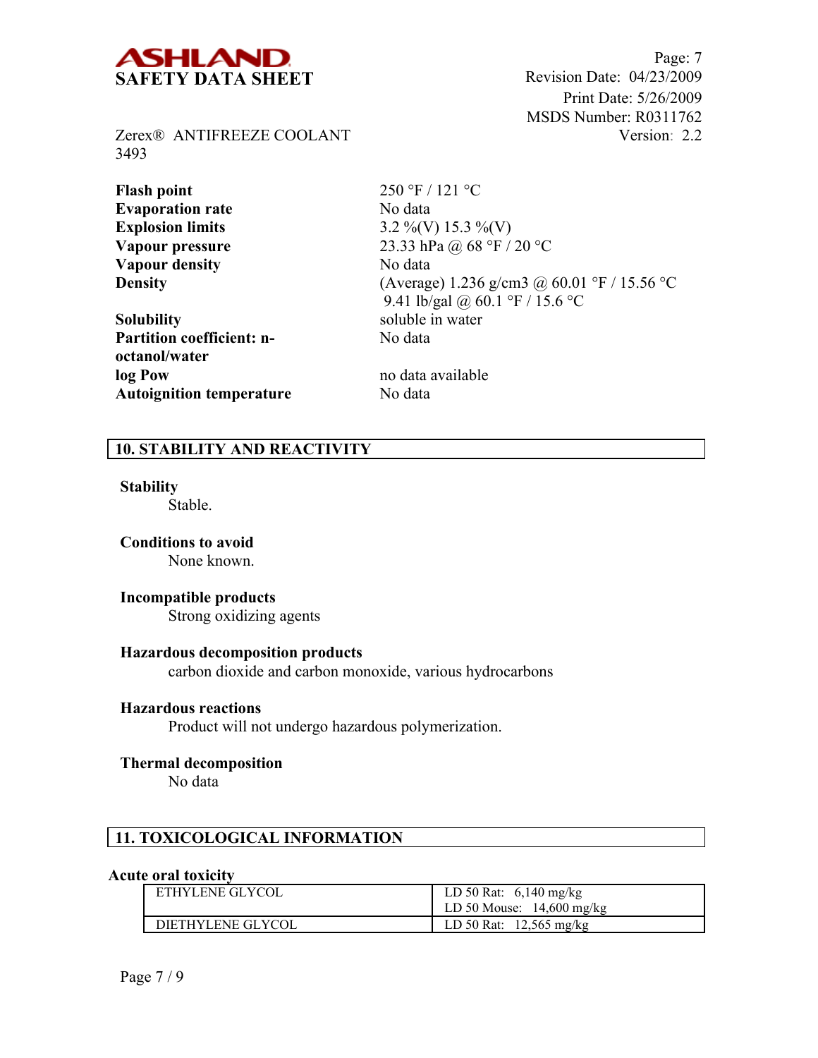| | |
|---|---|
| **Flash point** | 250 °F / 121 °C |
| **Evaporation rate** | No data |
| **Explosion limits** | 3.2 %(V) 15.3 %(V) |
| **Vapour pressure** | 23.33 hPa @ 68 °F / 20 °C |
| **Vapour density** | No data |
| **Density** | (Average) 1.236 g/cm3 @ 60.01 °F / 15.56 °C<br>9.41 lb/gal @ 60.1 °F / 15.6 °C |
| **Solubility** | soluble in water |
| **Partition coefficient: n-octanol/water** | No data |
| **log Pow** | no data available |
| **Autoignition temperature** | No data |

## 10. STABILITY AND REACTIVITY

**Stability**

Stable.

**Conditions to avoid**

None known.

**Incompatible products**

Strong oxidizing agents

**Hazardous decomposition products**

carbon dioxide and carbon monoxide, various hydrocarbons

**Hazardous reactions**

Product will not undergo hazardous polymerization.

**Thermal decomposition**

No data

## 11. TOXICOLOGICAL INFORMATION

**Acute oral toxicity**

| | |
|---|---|
| ETHYLENE GLYCOL | LD 50 Rat: 6,140 mg/kg<br>LD 50 Mouse: 14,600 mg/kg |
| DIETHYLENE GLYCOL | LD 50 Rat: 12,565 mg/kg |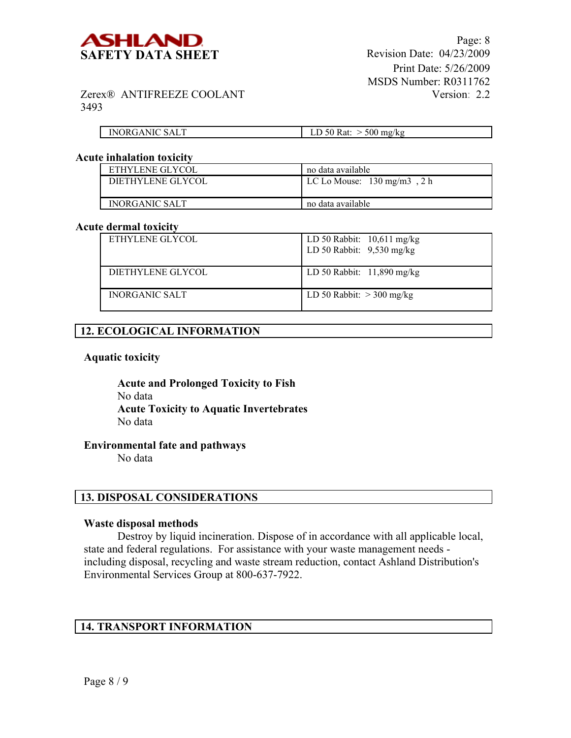| | |
|---|---|
| INORGANIC SALT | LD 50 Rat: > 500 mg/kg |

**Acute inhalation toxicity**

| | |
|---|---|
| ETHYLENE GLYCOL | no data available |
| DIETHYLENE GLYCOL | LC Lo Mouse: 130 mg/m3 , 2 h |
| INORGANIC SALT | no data available |

**Acute dermal toxicity**

| | |
|---|---|
| ETHYLENE GLYCOL | LD 50 Rabbit: 10,611 mg/kg<br>LD 50 Rabbit: 9,530 mg/kg |
| DIETHYLENE GLYCOL | LD 50 Rabbit: 11,890 mg/kg |
| INORGANIC SALT | LD 50 Rabbit: > 300 mg/kg |

## 12. ECOLOGICAL INFORMATION

**Aquatic toxicity**

**Acute and Prolonged Toxicity to Fish**
No data
**Acute Toxicity to Aquatic Invertebrates**
No data

**Environmental fate and pathways**
No data

## 13. DISPOSAL CONSIDERATIONS

**Waste disposal methods**
Destroy by liquid incineration. Dispose of in accordance with all applicable local, state and federal regulations. For assistance with your waste management needs - including disposal, recycling and waste stream reduction, contact Ashland Distribution's Environmental Services Group at 800-637-7922.

## 14. TRANSPORT INFORMATION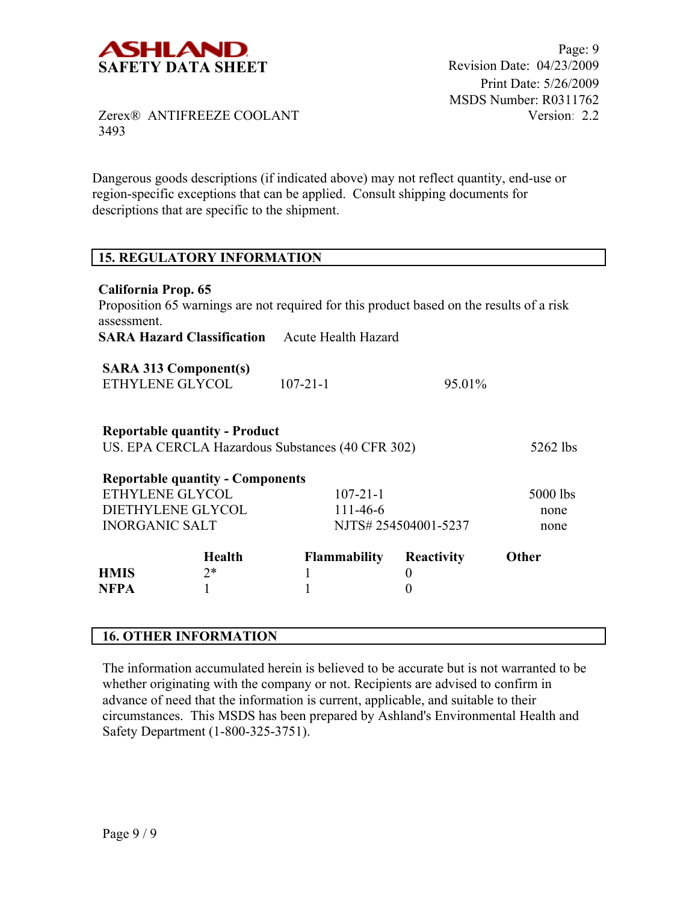Dangerous goods descriptions (if indicated above) may not reflect quantity, end-use or region-specific exceptions that can be applied. Consult shipping documents for descriptions that are specific to the shipment.

## 15. REGULATORY INFORMATION

**California Prop. 65**

Proposition 65 warnings are not required for this product based on the results of a risk assessment.

**SARA Hazard Classification** Acute Health Hazard

**SARA 313 Component(s)**

| | | |
|---|---|---|
| ETHYLENE GLYCOL | 107-21-1 | 95.01% |

**Reportable quantity - Product**

| | |
|---|---|
| US. EPA CERCLA Hazardous Substances (40 CFR 302) | 5262 lbs |

**Reportable quantity - Components**

| | | |
|---|---|---|
| ETHYLENE GLYCOL | 107-21-1 | 5000 lbs |
| DIETHYLENE GLYCOL | 111-46-6 | none |
| INORGANIC SALT | NJTS# 254504001-5237 | none |

| | Health | Flammability | Reactivity | Other |
|---|---|---|---|---|
| HMIS | 2* | 1 | 0 | |
| NFPA | 1 | 1 | 0 | |

## 16. OTHER INFORMATION

The information accumulated herein is believed to be accurate but is not warranted to be whether originating with the company or not. Recipients are advised to confirm in advance of need that the information is current, applicable, and suitable to their circumstances. This MSDS has been prepared by Ashland's Environmental Health and Safety Department (1-800-325-3751).